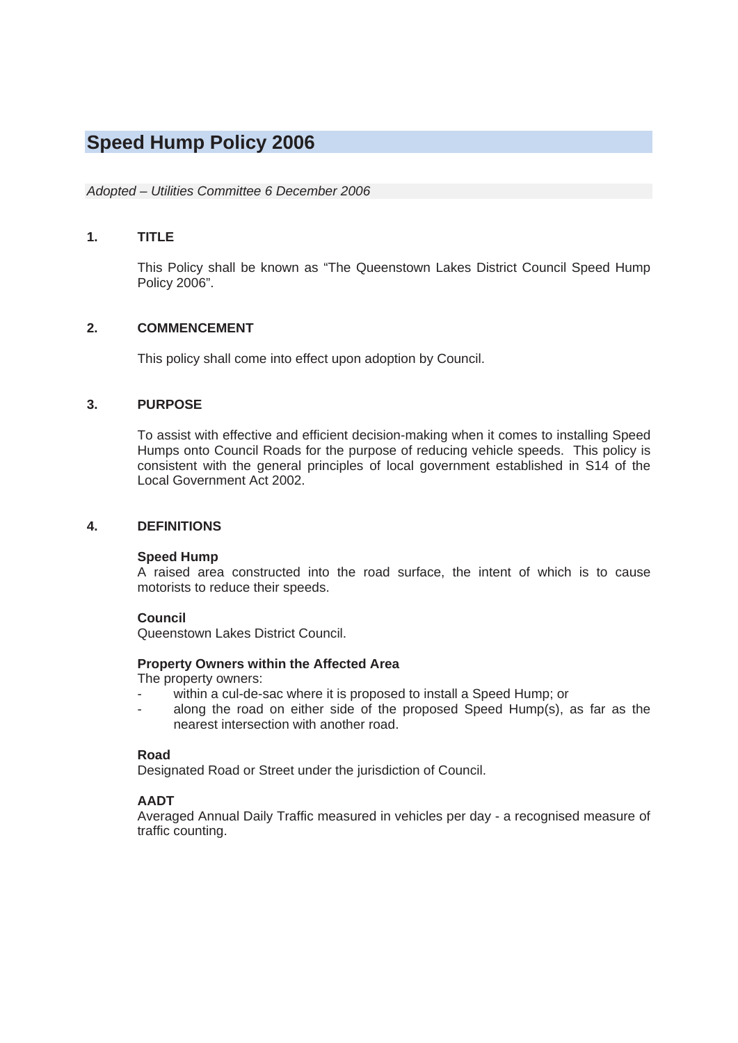# Speed Hump Policy 2006

*Adopted – Utilities Committee 6 December 2006*

## 1. TITLE

This Policy shall be known as “The Queenstown Lakes District Council Speed Hump Policy 2006”.

## 2. COMMENCEMENT

This policy shall come into effect upon adoption by Council.

## 3. PURPOSE

To assist with effective and efficient decision-making when it comes to installing Speed Humps onto Council Roads for the purpose of reducing vehicle speeds. This policy is consistent with the general principles of local government established in S14 of the Local Government Act 2002.

## 4. DEFINITIONS

**Speed Hump**
A raised area constructed into the road surface, the intent of which is to cause motorists to reduce their speeds.

**Council**
Queenstown Lakes District Council.

**Property Owners within the Affected Area**
The property owners:

- within a cul-de-sac where it is proposed to install a Speed Hump; or
- along the road on either side of the proposed Speed Hump(s), as far as the nearest intersection with another road.

**Road**
Designated Road or Street under the jurisdiction of Council.

**AADT**
Averaged Annual Daily Traffic measured in vehicles per day - a recognised measure of traffic counting.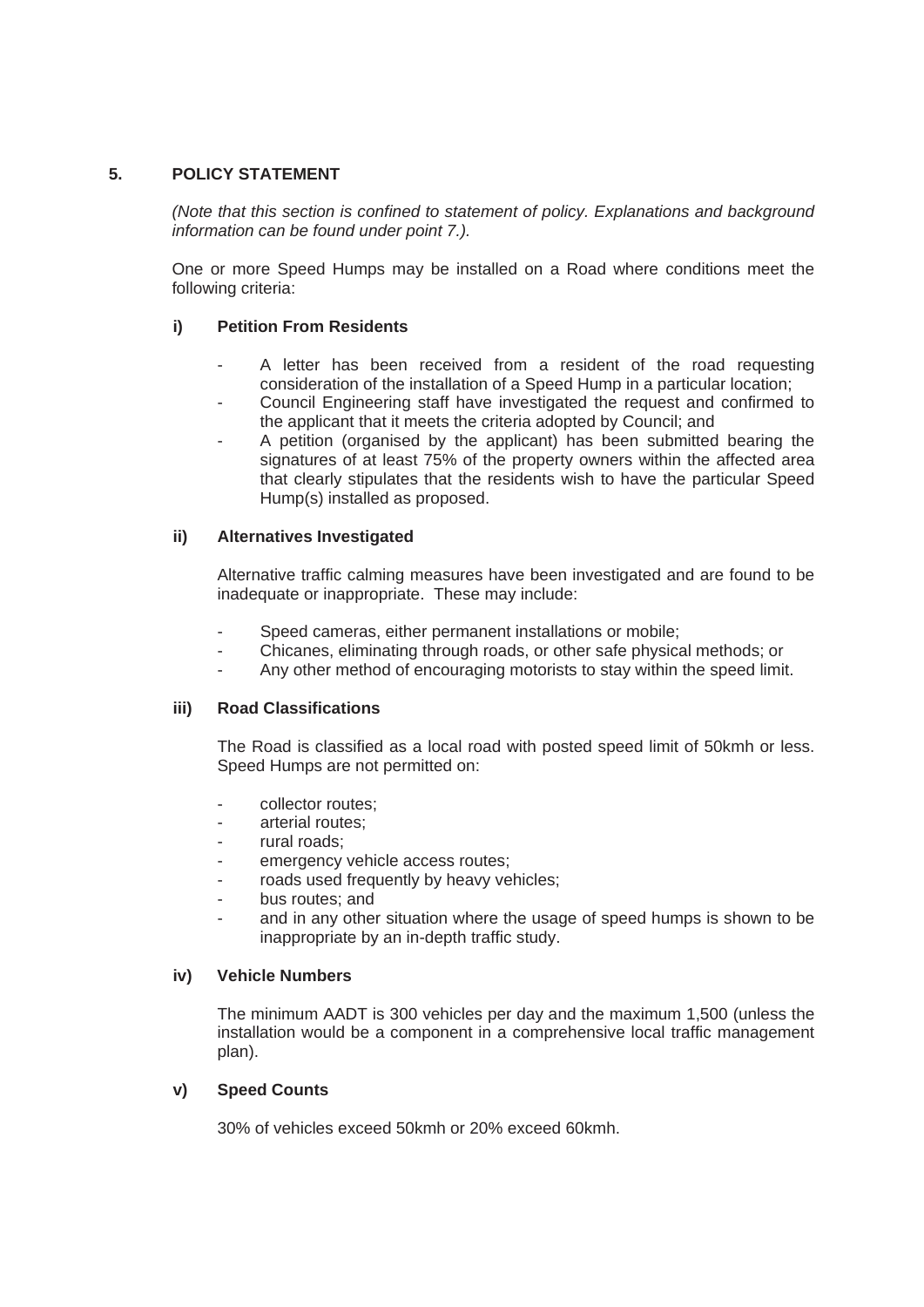## 5. POLICY STATEMENT

*(Note that this section is confined to statement of policy. Explanations and background information can be found under point 7.).*

One or more Speed Humps may be installed on a Road where conditions meet the following criteria:

### i) Petition From Residents

- A letter has been received from a resident of the road requesting consideration of the installation of a Speed Hump in a particular location;
- Council Engineering staff have investigated the request and confirmed to the applicant that it meets the criteria adopted by Council; and
- A petition (organised by the applicant) has been submitted bearing the signatures of at least 75% of the property owners within the affected area that clearly stipulates that the residents wish to have the particular Speed Hump(s) installed as proposed.

### ii) Alternatives Investigated

Alternative traffic calming measures have been investigated and are found to be inadequate or inappropriate. These may include:

- Speed cameras, either permanent installations or mobile;
- Chicanes, eliminating through roads, or other safe physical methods; or
- Any other method of encouraging motorists to stay within the speed limit.

### iii) Road Classifications

The Road is classified as a local road with posted speed limit of 50kmh or less. Speed Humps are not permitted on:

- collector routes;
- arterial routes;
- rural roads;
- emergency vehicle access routes;
- roads used frequently by heavy vehicles;
- bus routes; and
- and in any other situation where the usage of speed humps is shown to be inappropriate by an in-depth traffic study.

### iv) Vehicle Numbers

The minimum AADT is 300 vehicles per day and the maximum 1,500 (unless the installation would be a component in a comprehensive local traffic management plan).

### v) Speed Counts

30% of vehicles exceed 50kmh or 20% exceed 60kmh.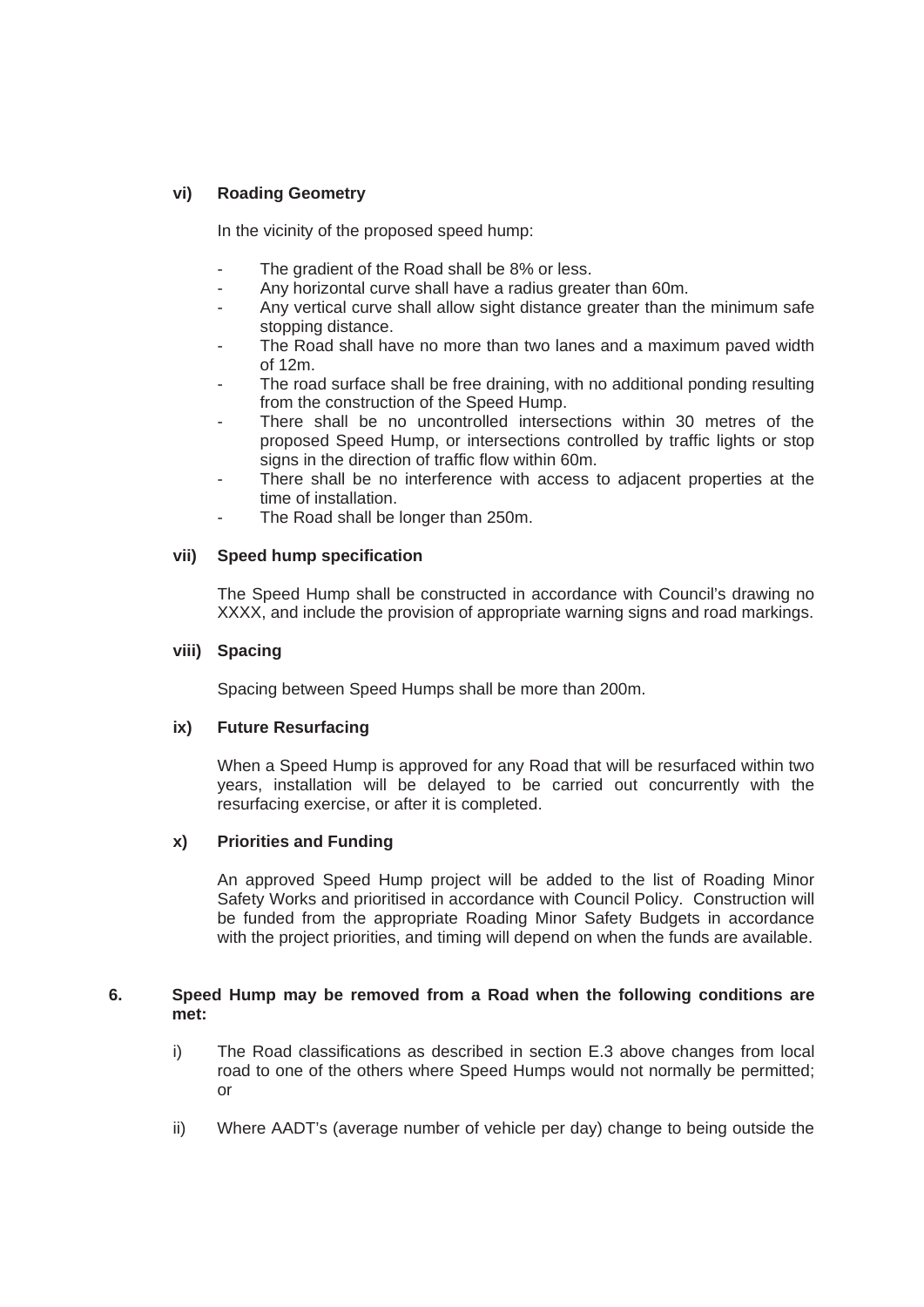**vi) Roading Geometry**

In the vicinity of the proposed speed hump:

- The gradient of the Road shall be 8% or less.
- Any horizontal curve shall have a radius greater than 60m.
- Any vertical curve shall allow sight distance greater than the minimum safe stopping distance.
- The Road shall have no more than two lanes and a maximum paved width of 12m.
- The road surface shall be free draining, with no additional ponding resulting from the construction of the Speed Hump.
- There shall be no uncontrolled intersections within 30 metres of the proposed Speed Hump, or intersections controlled by traffic lights or stop signs in the direction of traffic flow within 60m.
- There shall be no interference with access to adjacent properties at the time of installation.
- The Road shall be longer than 250m.

**vii) Speed hump specification**

The Speed Hump shall be constructed in accordance with Council's drawing no XXXX, and include the provision of appropriate warning signs and road markings.

**viii) Spacing**

Spacing between Speed Humps shall be more than 200m.

**ix) Future Resurfacing**

When a Speed Hump is approved for any Road that will be resurfaced within two years, installation will be delayed to be carried out concurrently with the resurfacing exercise, or after it is completed.

**x) Priorities and Funding**

An approved Speed Hump project will be added to the list of Roading Minor Safety Works and prioritised in accordance with Council Policy. Construction will be funded from the appropriate Roading Minor Safety Budgets in accordance with the project priorities, and timing will depend on when the funds are available.

**6. Speed Hump may be removed from a Road when the following conditions are met:**

i) The Road classifications as described in section E.3 above changes from local road to one of the others where Speed Humps would not normally be permitted; or

ii) Where AADT's (average number of vehicle per day) change to being outside the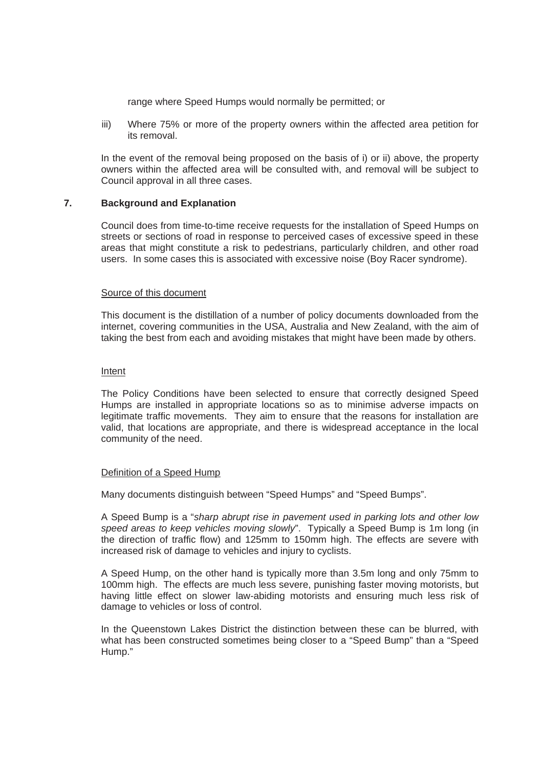range where Speed Humps would normally be permitted; or

iii) Where 75% or more of the property owners within the affected area petition for its removal.

In the event of the removal being proposed on the basis of i) or ii) above, the property owners within the affected area will be consulted with, and removal will be subject to Council approval in all three cases.

## 7. Background and Explanation

Council does from time-to-time receive requests for the installation of Speed Humps on streets or sections of road in response to perceived cases of excessive speed in these areas that might constitute a risk to pedestrians, particularly children, and other road users. In some cases this is associated with excessive noise (Boy Racer syndrome).

### Source of this document

This document is the distillation of a number of policy documents downloaded from the internet, covering communities in the USA, Australia and New Zealand, with the aim of taking the best from each and avoiding mistakes that might have been made by others.

### Intent

The Policy Conditions have been selected to ensure that correctly designed Speed Humps are installed in appropriate locations so as to minimise adverse impacts on legitimate traffic movements. They aim to ensure that the reasons for installation are valid, that locations are appropriate, and there is widespread acceptance in the local community of the need.

### Definition of a Speed Hump

Many documents distinguish between "Speed Humps" and "Speed Bumps".

A Speed Bump is a "*sharp abrupt rise in pavement used in parking lots and other low speed areas to keep vehicles moving slowly*". Typically a Speed Bump is 1m long (in the direction of traffic flow) and 125mm to 150mm high. The effects are severe with increased risk of damage to vehicles and injury to cyclists.

A Speed Hump, on the other hand is typically more than 3.5m long and only 75mm to 100mm high. The effects are much less severe, punishing faster moving motorists, but having little effect on slower law-abiding motorists and ensuring much less risk of damage to vehicles or loss of control.

In the Queenstown Lakes District the distinction between these can be blurred, with what has been constructed sometimes being closer to a "Speed Bump" than a "Speed Hump."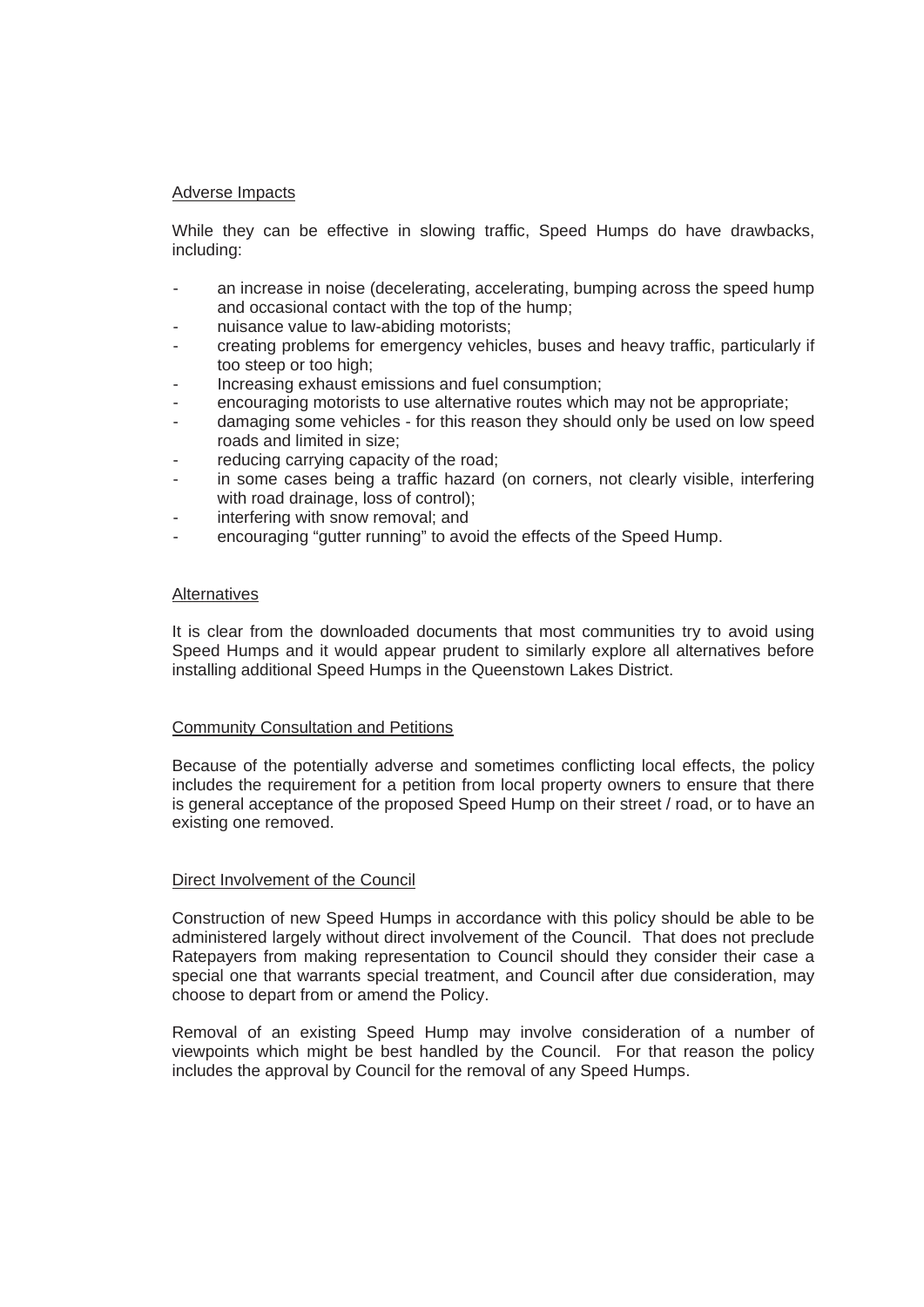Adverse Impacts

While they can be effective in slowing traffic, Speed Humps do have drawbacks, including:

- an increase in noise (decelerating, accelerating, bumping across the speed hump and occasional contact with the top of the hump;
- nuisance value to law-abiding motorists;
- creating problems for emergency vehicles, buses and heavy traffic, particularly if too steep or too high;
- Increasing exhaust emissions and fuel consumption;
- encouraging motorists to use alternative routes which may not be appropriate;
- damaging some vehicles - for this reason they should only be used on low speed roads and limited in size;
- reducing carrying capacity of the road;
- in some cases being a traffic hazard (on corners, not clearly visible, interfering with road drainage, loss of control);
- interfering with snow removal; and
- encouraging "gutter running" to avoid the effects of the Speed Hump.

Alternatives

It is clear from the downloaded documents that most communities try to avoid using Speed Humps and it would appear prudent to similarly explore all alternatives before installing additional Speed Humps in the Queenstown Lakes District.

Community Consultation and Petitions

Because of the potentially adverse and sometimes conflicting local effects, the policy includes the requirement for a petition from local property owners to ensure that there is general acceptance of the proposed Speed Hump on their street / road, or to have an existing one removed.

Direct Involvement of the Council

Construction of new Speed Humps in accordance with this policy should be able to be administered largely without direct involvement of the Council. That does not preclude Ratepayers from making representation to Council should they consider their case a special one that warrants special treatment, and Council after due consideration, may choose to depart from or amend the Policy.

Removal of an existing Speed Hump may involve consideration of a number of viewpoints which might be best handled by the Council. For that reason the policy includes the approval by Council for the removal of any Speed Humps.